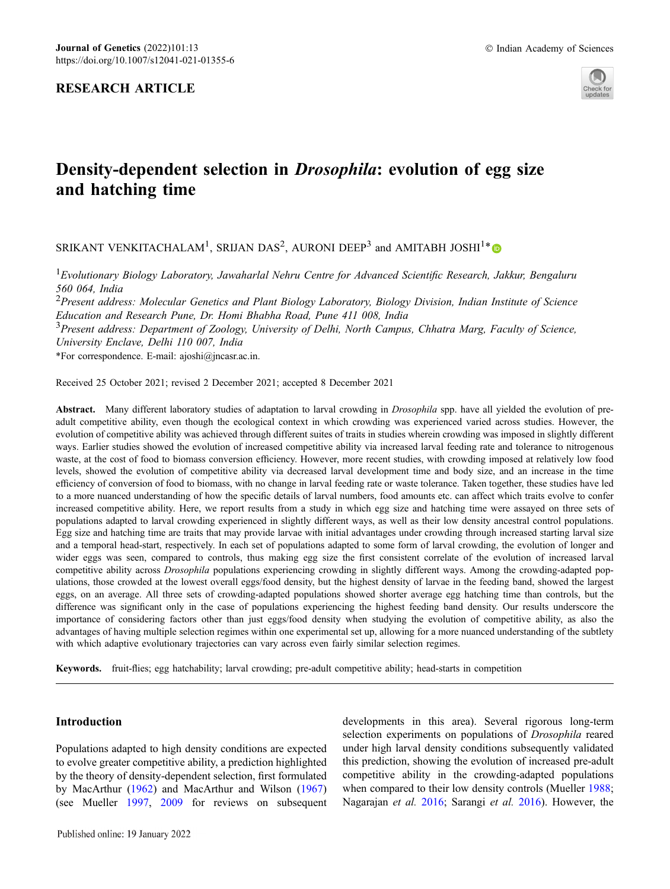**Journal of Genetics** (2022)101:13
https://doi.org/10.1007/s12041-021-01355-6

© Indian Academy of Sciences

**RESEARCH ARTICLE**

# Density-dependent selection in *Drosophila*: evolution of egg size and hatching time

SRIKANT VENKITACHALAM[1], SRIJAN DAS[2], AURONI DEEP[3] and AMITABH JOSHI[1]*

[1]*Evolutionary Biology Laboratory, Jawaharlal Nehru Centre for Advanced Scientific Research, Jakkur, Bengaluru 560 064, India*

[2]*Present address: Molecular Genetics and Plant Biology Laboratory, Biology Division, Indian Institute of Science Education and Research Pune, Dr. Homi Bhabha Road, Pune 411 008, India*

[3]*Present address: Department of Zoology, University of Delhi, North Campus, Chhatra Marg, Faculty of Science, University Enclave, Delhi 110 007, India*

*For correspondence. E-mail: ajoshi@jncasr.ac.in.

Received 25 October 2021; revised 2 December 2021; accepted 8 December 2021

**Abstract.** Many different laboratory studies of adaptation to larval crowding in *Drosophila* spp. have all yielded the evolution of pre-adult competitive ability, even though the ecological context in which crowding was experienced varied across studies. However, the evolution of competitive ability was achieved through different suites of traits in studies wherein crowding was imposed in slightly different ways. Earlier studies showed the evolution of increased competitive ability via increased larval feeding rate and tolerance to nitrogenous waste, at the cost of food to biomass conversion efficiency. However, more recent studies, with crowding imposed at relatively low food levels, showed the evolution of competitive ability via decreased larval development time and body size, and an increase in the time efficiency of conversion of food to biomass, with no change in larval feeding rate or waste tolerance. Taken together, these studies have led to a more nuanced understanding of how the specific details of larval numbers, food amounts etc. can affect which traits evolve to confer increased competitive ability. Here, we report results from a study in which egg size and hatching time were assayed on three sets of populations adapted to larval crowding experienced in slightly different ways, as well as their low density ancestral control populations. Egg size and hatching time are traits that may provide larvae with initial advantages under crowding through increased starting larval size and a temporal head-start, respectively. In each set of populations adapted to some form of larval crowding, the evolution of longer and wider eggs was seen, compared to controls, thus making egg size the first consistent correlate of the evolution of increased larval competitive ability across *Drosophila* populations experiencing crowding in slightly different ways. Among the crowding-adapted populations, those crowded at the lowest overall eggs/food density, but the highest density of larvae in the feeding band, showed the largest eggs, on an average. All three sets of crowding-adapted populations showed shorter average egg hatching time than controls, but the difference was significant only in the case of populations experiencing the highest feeding band density. Our results underscore the importance of considering factors other than just eggs/food density when studying the evolution of competitive ability, as also the advantages of having multiple selection regimes within one experimental set up, allowing for a more nuanced understanding of the subtlety with which adaptive evolutionary trajectories can vary across even fairly similar selection regimes.

**Keywords.** fruit-flies; egg hatchability; larval crowding; pre-adult competitive ability; head-starts in competition

## Introduction

Populations adapted to high density conditions are expected to evolve greater competitive ability, a prediction highlighted by the theory of density-dependent selection, first formulated by MacArthur (1962) and MacArthur and Wilson (1967) (see Mueller 1997, 2009 for reviews on subsequent developments in this area). Several rigorous long-term selection experiments on populations of *Drosophila* reared under high larval density conditions subsequently validated this prediction, showing the evolution of increased pre-adult competitive ability in the crowding-adapted populations when compared to their low density controls (Mueller 1988; Nagarajan *et al.* 2016; Sarangi *et al.* 2016). However, the

Published online: 19 January 2022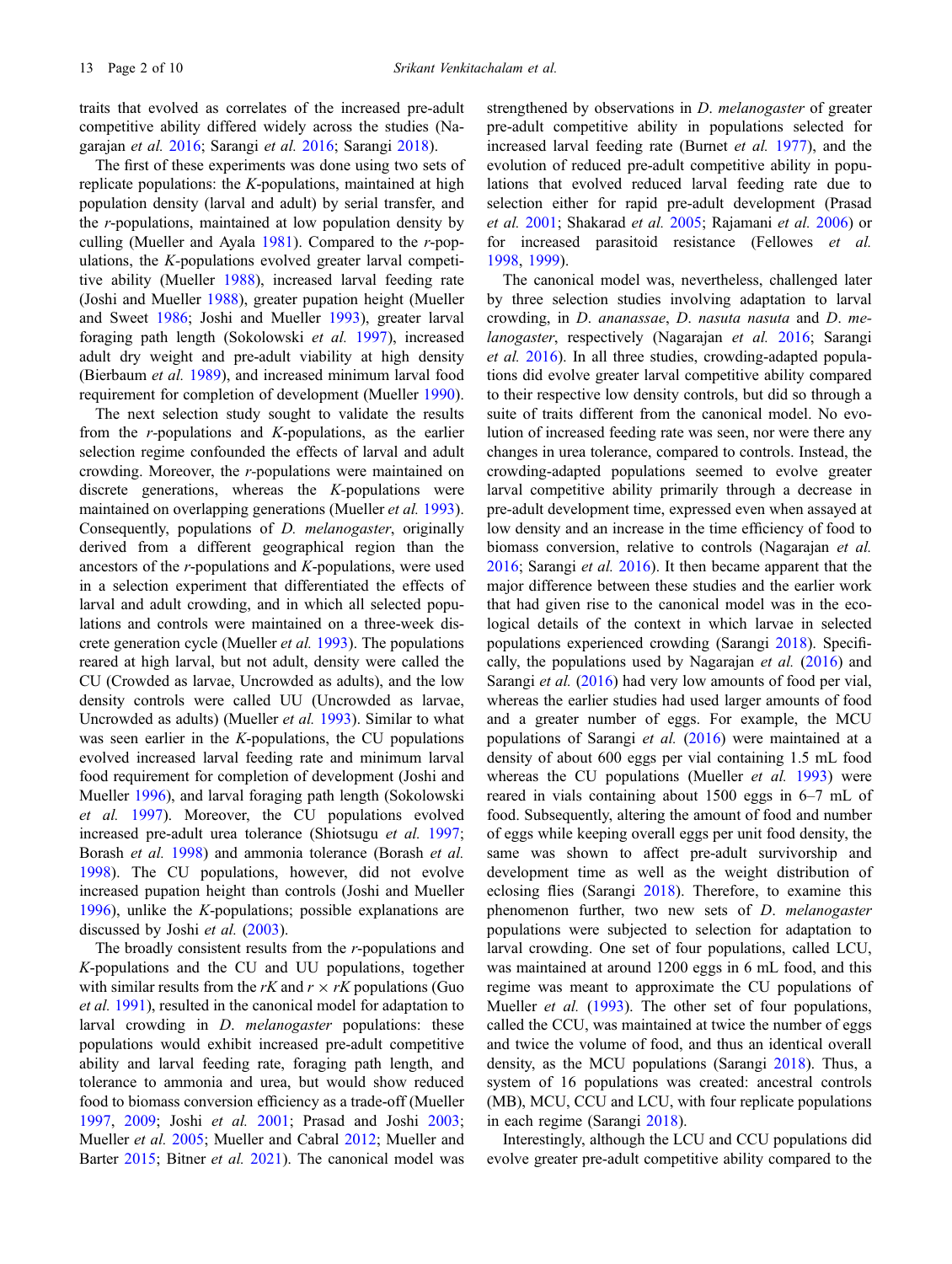traits that evolved as correlates of the increased pre-adult competitive ability differed widely across the studies (Nagarajan *et al.* 2016; Sarangi *et al.* 2016; Sarangi 2018).

The first of these experiments was done using two sets of replicate populations: the *K*-populations, maintained at high population density (larval and adult) by serial transfer, and the *r*-populations, maintained at low population density by culling (Mueller and Ayala 1981). Compared to the *r*-populations, the *K*-populations evolved greater larval competitive ability (Mueller 1988), increased larval feeding rate (Joshi and Mueller 1988), greater pupation height (Mueller and Sweet 1986; Joshi and Mueller 1993), greater larval foraging path length (Sokolowski *et al.* 1997), increased adult dry weight and pre-adult viability at high density (Bierbaum *et al.* 1989), and increased minimum larval food requirement for completion of development (Mueller 1990).

The next selection study sought to validate the results from the *r*-populations and *K*-populations, as the earlier selection regime confounded the effects of larval and adult crowding. Moreover, the *r*-populations were maintained on discrete generations, whereas the *K*-populations were maintained on overlapping generations (Mueller *et al.* 1993). Consequently, populations of *D. melanogaster*, originally derived from a different geographical region than the ancestors of the *r*-populations and *K*-populations, were used in a selection experiment that differentiated the effects of larval and adult crowding, and in which all selected populations and controls were maintained on a three-week discrete generation cycle (Mueller *et al.* 1993). The populations reared at high larval, but not adult, density were called the CU (Crowded as larvae, Uncrowded as adults), and the low density controls were called UU (Uncrowded as larvae, Uncrowded as adults) (Mueller *et al.* 1993). Similar to what was seen earlier in the *K*-populations, the CU populations evolved increased larval feeding rate and minimum larval food requirement for completion of development (Joshi and Mueller 1996), and larval foraging path length (Sokolowski *et al.* 1997). Moreover, the CU populations evolved increased pre-adult urea tolerance (Shiotsugu *et al.* 1997; Borash *et al.* 1998) and ammonia tolerance (Borash *et al.* 1998). The CU populations, however, did not evolve increased pupation height than controls (Joshi and Mueller 1996), unlike the *K*-populations; possible explanations are discussed by Joshi *et al.* (2003).

The broadly consistent results from the *r*-populations and *K*-populations and the CU and UU populations, together with similar results from the *rK* and *r* × *rK* populations (Guo *et al.* 1991), resulted in the canonical model for adaptation to larval crowding in *D. melanogaster* populations: these populations would exhibit increased pre-adult competitive ability and larval feeding rate, foraging path length, and tolerance to ammonia and urea, but would show reduced food to biomass conversion efficiency as a trade-off (Mueller 1997, 2009; Joshi *et al.* 2001; Prasad and Joshi 2003; Mueller *et al.* 2005; Mueller and Cabral 2012; Mueller and Barter 2015; Bitner *et al.* 2021). The canonical model was strengthened by observations in *D. melanogaster* of greater pre-adult competitive ability in populations selected for increased larval feeding rate (Burnet *et al.* 1977), and the evolution of reduced pre-adult competitive ability in populations that evolved reduced larval feeding rate due to selection either for rapid pre-adult development (Prasad *et al.* 2001; Shakarad *et al.* 2005; Rajamani *et al.* 2006) or for increased parasitoid resistance (Fellowes *et al.* 1998, 1999).

The canonical model was, nevertheless, challenged later by three selection studies involving adaptation to larval crowding, in *D. ananassae*, *D. nasuta nasuta* and *D. melanogaster*, respectively (Nagarajan *et al.* 2016; Sarangi *et al.* 2016). In all three studies, crowding-adapted populations did evolve greater larval competitive ability compared to their respective low density controls, but did so through a suite of traits different from the canonical model. No evolution of increased feeding rate was seen, nor were there any changes in urea tolerance, compared to controls. Instead, the crowding-adapted populations seemed to evolve greater larval competitive ability primarily through a decrease in pre-adult development time, expressed even when assayed at low density and an increase in the time efficiency of food to biomass conversion, relative to controls (Nagarajan *et al.* 2016; Sarangi *et al.* 2016). It then became apparent that the major difference between these studies and the earlier work that had given rise to the canonical model was in the ecological details of the context in which larvae in selected populations experienced crowding (Sarangi 2018). Specifically, the populations used by Nagarajan *et al.* (2016) and Sarangi *et al.* (2016) had very low amounts of food per vial, whereas the earlier studies had used larger amounts of food and a greater number of eggs. For example, the MCU populations of Sarangi *et al.* (2016) were maintained at a density of about 600 eggs per vial containing 1.5 mL food whereas the CU populations (Mueller *et al.* 1993) were reared in vials containing about 1500 eggs in 6–7 mL of food. Subsequently, altering the amount of food and number of eggs while keeping overall eggs per unit food density, the same was shown to affect pre-adult survivorship and development time as well as the weight distribution of eclosing flies (Sarangi 2018). Therefore, to examine this phenomenon further, two new sets of *D. melanogaster* populations were subjected to selection for adaptation to larval crowding. One set of four populations, called LCU, was maintained at around 1200 eggs in 6 mL food, and this regime was meant to approximate the CU populations of Mueller *et al.* (1993). The other set of four populations, called the CCU, was maintained at twice the number of eggs and twice the volume of food, and thus an identical overall density, as the MCU populations (Sarangi 2018). Thus, a system of 16 populations was created: ancestral controls (MB), MCU, CCU and LCU, with four replicate populations in each regime (Sarangi 2018).

Interestingly, although the LCU and CCU populations did evolve greater pre-adult competitive ability compared to the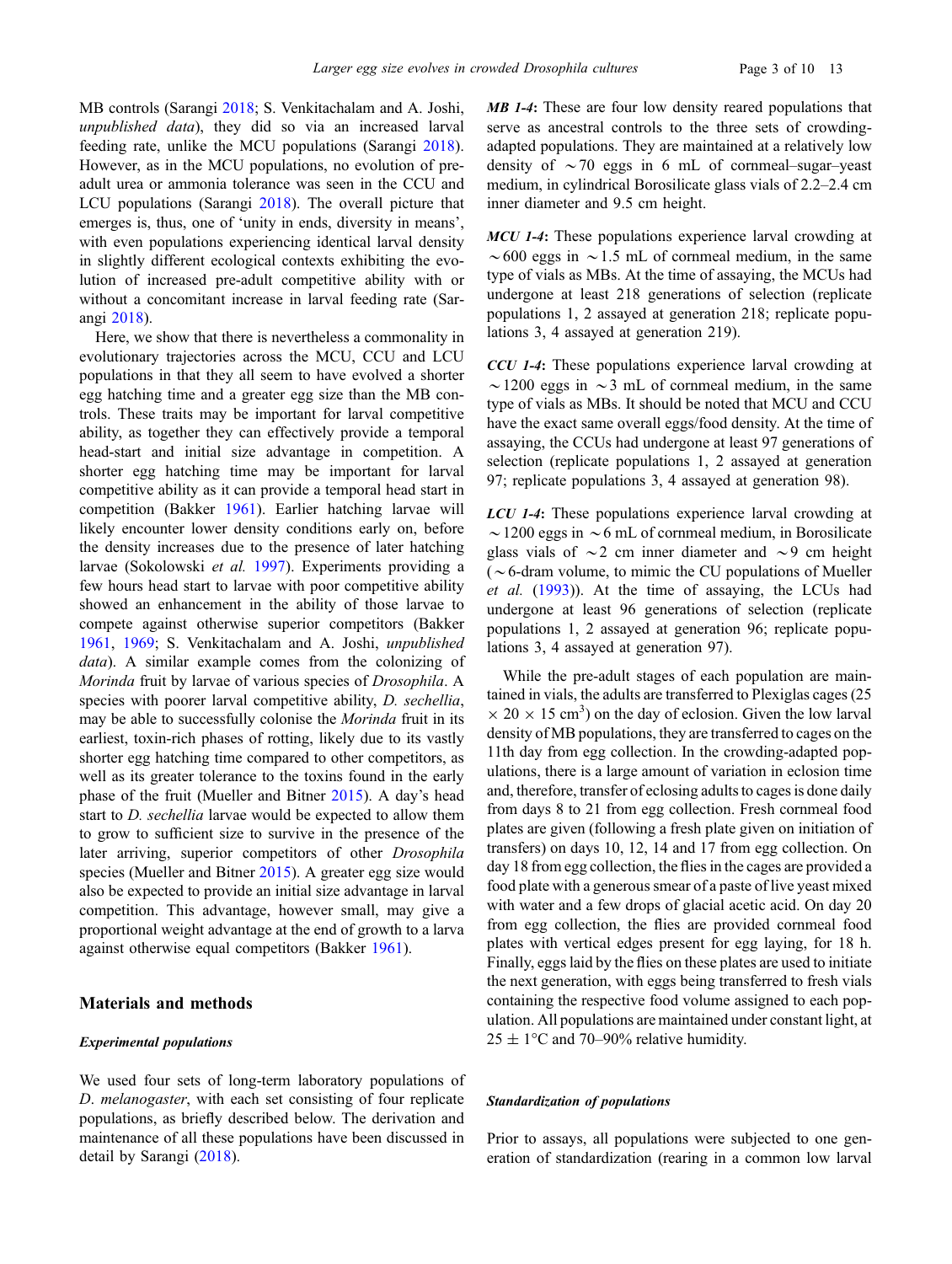MB controls (Sarangi 2018; S. Venkitachalam and A. Joshi, *unpublished data*), they did so via an increased larval feeding rate, unlike the MCU populations (Sarangi 2018). However, as in the MCU populations, no evolution of pre-adult urea or ammonia tolerance was seen in the CCU and LCU populations (Sarangi 2018). The overall picture that emerges is, thus, one of 'unity in ends, diversity in means', with even populations experiencing identical larval density in slightly different ecological contexts exhibiting the evolution of increased pre-adult competitive ability with or without a concomitant increase in larval feeding rate (Sarangi 2018).

Here, we show that there is nevertheless a commonality in evolutionary trajectories across the MCU, CCU and LCU populations in that they all seem to have evolved a shorter egg hatching time and a greater egg size than the MB controls. These traits may be important for larval competitive ability, as together they can effectively provide a temporal head-start and initial size advantage in competition. A shorter egg hatching time may be important for larval competitive ability as it can provide a temporal head start in competition (Bakker 1961). Earlier hatching larvae will likely encounter lower density conditions early on, before the density increases due to the presence of later hatching larvae (Sokolowski *et al.* 1997). Experiments providing a few hours head start to larvae with poor competitive ability showed an enhancement in the ability of those larvae to compete against otherwise superior competitors (Bakker 1961, 1969; S. Venkitachalam and A. Joshi, *unpublished data*). A similar example comes from the colonizing of *Morinda* fruit by larvae of various species of *Drosophila*. A species with poorer larval competitive ability, *D. sechellia*, may be able to successfully colonise the *Morinda* fruit in its earliest, toxin-rich phases of rotting, likely due to its vastly shorter egg hatching time compared to other competitors, as well as its greater tolerance to the toxins found in the early phase of the fruit (Mueller and Bitner 2015). A day's head start to *D. sechellia* larvae would be expected to allow them to grow to sufficient size to survive in the presence of the later arriving, superior competitors of other *Drosophila* species (Mueller and Bitner 2015). A greater egg size would also be expected to provide an initial size advantage in larval competition. This advantage, however small, may give a proportional weight advantage at the end of growth to a larva against otherwise equal competitors (Bakker 1961).

## Materials and methods

### *Experimental populations*

We used four sets of long-term laboratory populations of *D. melanogaster*, with each set consisting of four replicate populations, as briefly described below. The derivation and maintenance of all these populations have been discussed in detail by Sarangi (2018).

***MB 1-4***: These are four low density reared populations that serve as ancestral controls to the three sets of crowding-adapted populations. They are maintained at a relatively low density of ~70 eggs in 6 mL of cornmeal–sugar–yeast medium, in cylindrical Borosilicate glass vials of 2.2–2.4 cm inner diameter and 9.5 cm height.

***MCU 1-4***: These populations experience larval crowding at ~600 eggs in ~1.5 mL of cornmeal medium, in the same type of vials as MBs. At the time of assaying, the MCUs had undergone at least 218 generations of selection (replicate populations 1, 2 assayed at generation 218; replicate populations 3, 4 assayed at generation 219).

***CCU 1-4***: These populations experience larval crowding at ~1200 eggs in ~3 mL of cornmeal medium, in the same type of vials as MBs. It should be noted that MCU and CCU have the exact same overall eggs/food density. At the time of assaying, the CCUs had undergone at least 97 generations of selection (replicate populations 1, 2 assayed at generation 97; replicate populations 3, 4 assayed at generation 98).

***LCU 1-4***: These populations experience larval crowding at ~1200 eggs in ~6 mL of cornmeal medium, in Borosilicate glass vials of ~2 cm inner diameter and ~9 cm height (~6-dram volume, to mimic the CU populations of Mueller *et al.* (1993)). At the time of assaying, the LCUs had undergone at least 96 generations of selection (replicate populations 1, 2 assayed at generation 96; replicate populations 3, 4 assayed at generation 97).

While the pre-adult stages of each population are maintained in vials, the adults are transferred to Plexiglas cages (25 × 20 × 15 cm$^3$) on the day of eclosion. Given the low larval density of MB populations, they are transferred to cages on the 11th day from egg collection. In the crowding-adapted populations, there is a large amount of variation in eclosion time and, therefore, transfer of eclosing adults to cages is done daily from days 8 to 21 from egg collection. Fresh cornmeal food plates are given (following a fresh plate given on initiation of transfers) on days 10, 12, 14 and 17 from egg collection. On day 18 from egg collection, the flies in the cages are provided a food plate with a generous smear of a paste of live yeast mixed with water and a few drops of glacial acetic acid. On day 20 from egg collection, the flies are provided cornmeal food plates with vertical edges present for egg laying, for 18 h. Finally, eggs laid by the flies on these plates are used to initiate the next generation, with eggs being transferred to fresh vials containing the respective food volume assigned to each population. All populations are maintained under constant light, at 25 ± 1°C and 70–90% relative humidity.

### *Standardization of populations*

Prior to assays, all populations were subjected to one generation of standardization (rearing in a common low larval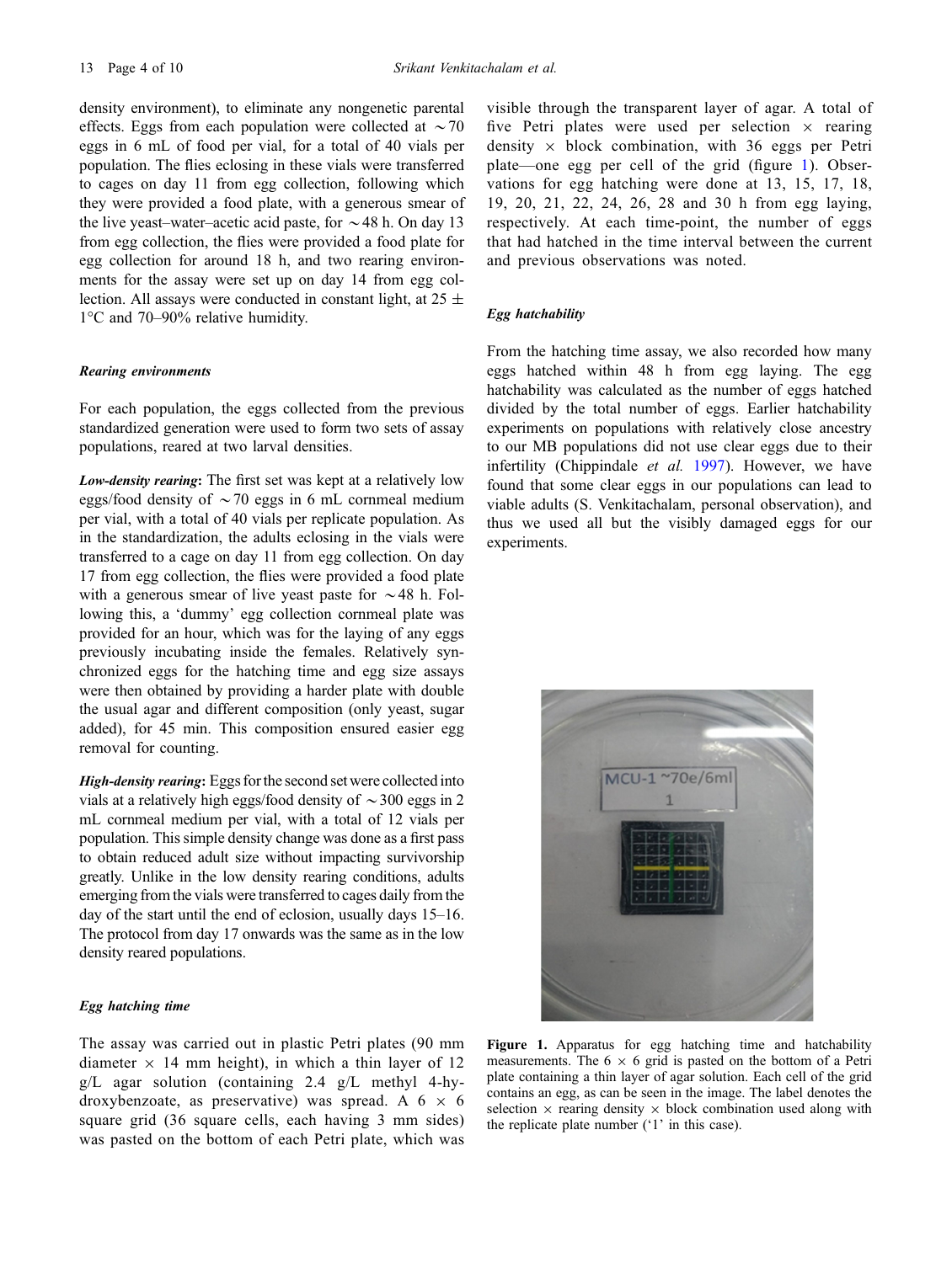density environment), to eliminate any nongenetic parental effects. Eggs from each population were collected at ~70 eggs in 6 mL of food per vial, for a total of 40 vials per population. The flies eclosing in these vials were transferred to cages on day 11 from egg collection, following which they were provided a food plate, with a generous smear of the live yeast–water–acetic acid paste, for ~48 h. On day 13 from egg collection, the flies were provided a food plate for egg collection for around 18 h, and two rearing environments for the assay were set up on day 14 from egg collection. All assays were conducted in constant light, at 25 ± 1°C and 70–90% relative humidity.

#### *Rearing environments*

For each population, the eggs collected from the previous standardized generation were used to form two sets of assay populations, reared at two larval densities.

***Low-density rearing***: The first set was kept at a relatively low eggs/food density of ~70 eggs in 6 mL cornmeal medium per vial, with a total of 40 vials per replicate population. As in the standardization, the adults eclosing in the vials were transferred to a cage on day 11 from egg collection. On day 17 from egg collection, the flies were provided a food plate with a generous smear of live yeast paste for ~48 h. Following this, a 'dummy' egg collection cornmeal plate was provided for an hour, which was for the laying of any eggs previously incubating inside the females. Relatively synchronized eggs for the hatching time and egg size assays were then obtained by providing a harder plate with double the usual agar and different composition (only yeast, sugar added), for 45 min. This composition ensured easier egg removal for counting.

***High-density rearing***: Eggs for the second set were collected into vials at a relatively high eggs/food density of ~300 eggs in 2 mL cornmeal medium per vial, with a total of 12 vials per population. This simple density change was done as a first pass to obtain reduced adult size without impacting survivorship greatly. Unlike in the low density rearing conditions, adults emerging from the vials were transferred to cages daily from the day of the start until the end of eclosion, usually days 15–16. The protocol from day 17 onwards was the same as in the low density reared populations.

#### *Egg hatching time*

The assay was carried out in plastic Petri plates (90 mm diameter × 14 mm height), in which a thin layer of 12 g/L agar solution (containing 2.4 g/L methyl 4-hydroxybenzoate, as preservative) was spread. A 6 × 6 square grid (36 square cells, each having 3 mm sides) was pasted on the bottom of each Petri plate, which was visible through the transparent layer of agar. A total of five Petri plates were used per selection × rearing density × block combination, with 36 eggs per Petri plate—one egg per cell of the grid (figure 1). Observations for egg hatching were done at 13, 15, 17, 18, 19, 20, 21, 22, 24, 26, 28 and 30 h from egg laying, respectively. At each time-point, the number of eggs that had hatched in the time interval between the current and previous observations was noted.

#### *Egg hatchability*

From the hatching time assay, we also recorded how many eggs hatched within 48 h from egg laying. The egg hatchability was calculated as the number of eggs hatched divided by the total number of eggs. Earlier hatchability experiments on populations with relatively close ancestry to our MB populations did not use clear eggs due to their infertility (Chippindale *et al.* 1997). However, we have found that some clear eggs in our populations can lead to viable adults (S. Venkitachalam, personal observation), and thus we used all but the visibly damaged eggs for our experiments.

**Figure 1.** Apparatus for egg hatching time and hatchability measurements. The 6 × 6 grid is pasted on the bottom of a Petri plate containing a thin layer of agar solution. Each cell of the grid contains an egg, as can be seen in the image. The label denotes the selection × rearing density × block combination used along with the replicate plate number ('1' in this case).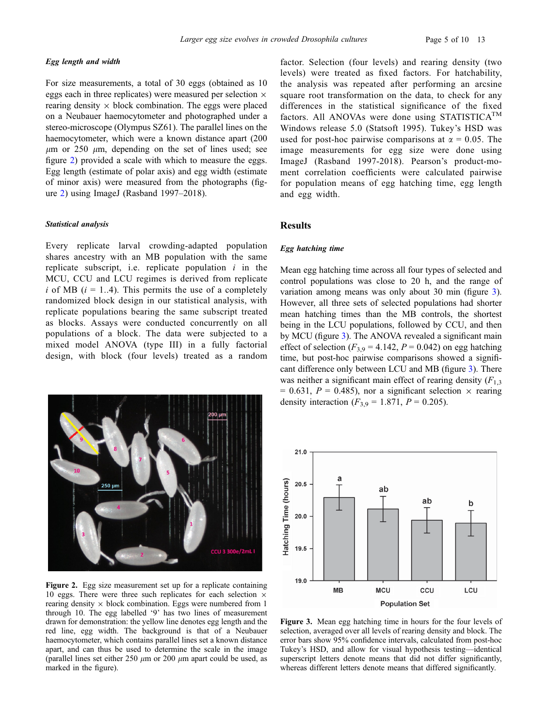#### *Egg length and width*

For size measurements, a total of 30 eggs (obtained as 10 eggs each in three replicates) were measured per selection × rearing density × block combination. The eggs were placed on a Neubauer haemocytometer and photographed under a stereo-microscope (Olympus SZ61). The parallel lines on the haemocytometer, which were a known distance apart (200 $\mu$m or 250 $\mu$m, depending on the set of lines used; see figure 2) provided a scale with which to measure the eggs. Egg length (estimate of polar axis) and egg width (estimate of minor axis) were measured from the photographs (figure 2) using ImageJ (Rasband 1997–2018).

#### *Statistical analysis*

Every replicate larval crowding-adapted population shares ancestry with an MB population with the same replicate subscript, i.e. replicate population $i$ in the MCU, CCU and LCU regimes is derived from replicate $i$ of MB ($i$ = 1..4). This permits the use of a completely randomized block design in our statistical analysis, with replicate populations bearing the same subscript treated as blocks. Assays were conducted concurrently on all populations of a block. The data were subjected to a mixed model ANOVA (type III) in a fully factorial design, with block (four levels) treated as a random factor. Selection (four levels) and rearing density (two levels) were treated as fixed factors. For hatchability, the analysis was repeated after performing an arcsine square root transformation on the data, to check for any differences in the statistical significance of the fixed factors. All ANOVAs were done using STATISTICA™ Windows release 5.0 (Statsoft 1995). Tukey's HSD was used for post-hoc pairwise comparisons at $\alpha$ = 0.05. The image measurements for egg size were done using ImageJ (Rasband 1997-2018). Pearson's product-moment correlation coefficients were calculated pairwise for population means of egg hatching time, egg length and egg width.

Figure 2. Egg size measurement set up for a replicate containing 10 eggs. There were three such replicates for each selection × rearing density × block combination. Eggs were numbered from 1 through 10. The egg labelled '9' has two lines of measurement drawn for demonstration: the yellow line denotes egg length and the red line, egg width. The background is that of a Neubauer haemocytometer, which contains parallel lines set a known distance apart, and can thus be used to determine the scale in the image (parallel lines set either 250 $\mu$m or 200 $\mu$m apart could be used, as marked in the figure).

## Results

#### *Egg hatching time*

Mean egg hatching time across all four types of selected and control populations was close to 20 h, and the range of variation among means was only about 30 min (figure 3). However, all three sets of selected populations had shorter mean hatching times than the MB controls, the shortest being in the LCU populations, followed by CCU, and then by MCU (figure 3). The ANOVA revealed a significant main effect of selection ($F_{3,9}$ = 4.142, $P$ = 0.042) on egg hatching time, but post-hoc pairwise comparisons showed a significant difference only between LCU and MB (figure 3). There was neither a significant main effect of rearing density ($F_{1,3}$ = 0.631, $P$ = 0.485), nor a significant selection × rearing density interaction ($F_{3,9}$ = 1.871, $P$ = 0.205).

Figure 3. Mean egg hatching time in hours for the four levels of selection, averaged over all levels of rearing density and block. The error bars show 95% confidence intervals, calculated from post-hoc Tukey's HSD, and allow for visual hypothesis testing—identical superscript letters denote means that did not differ significantly, whereas different letters denote means that differed significantly.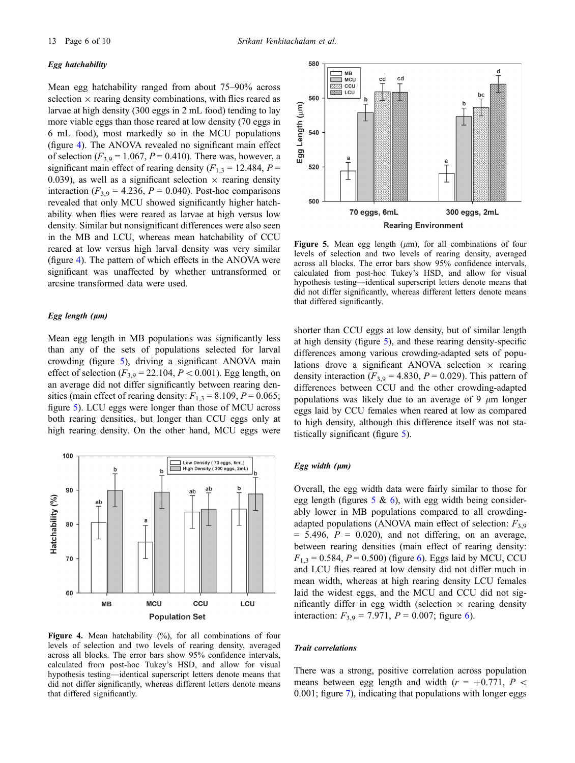#### *Egg hatchability*

Mean egg hatchability ranged from about 75–90% across selection × rearing density combinations, with flies reared as larvae at high density (300 eggs in 2 mL food) tending to lay more viable eggs than those reared at low density (70 eggs in 6 mL food), most markedly so in the MCU populations (figure 4). The ANOVA revealed no significant main effect of selection ($F_{3,9} = 1.067$, $P = 0.410$). There was, however, a significant main effect of rearing density ($F_{1,3} = 12.484$, $P = 0.039$), as well as a significant selection × rearing density interaction ($F_{3,9} = 4.236$, $P = 0.040$). Post-hoc comparisons revealed that only MCU showed significantly higher hatchability when flies were reared as larvae at high versus low density. Similar but nonsignificant differences were also seen in the MB and LCU, whereas mean hatchability of CCU reared at low versus high larval density was very similar (figure 4). The pattern of which effects in the ANOVA were significant was unaffected by whether untransformed or arcsine transformed data were used.

#### *Egg length (μm)*

Mean egg length in MB populations was significantly less than any of the sets of populations selected for larval crowding (figure 5), driving a significant ANOVA main effect of selection ($F_{3,9} = 22.104$, $P < 0.001$). Egg length, on an average did not differ significantly between rearing densities (main effect of rearing density: $F_{1,3} = 8.109$, $P = 0.065$; figure 5). LCU eggs were longer than those of MCU across both rearing densities, but longer than CCU eggs only at high rearing density. On the other hand, MCU eggs were shorter than CCU eggs at low density, but of similar length at high density (figure 5), and these rearing density-specific differences among various crowding-adapted sets of populations drove a significant ANOVA selection × rearing density interaction ($F_{3,9} = 4.830$, $P = 0.029$). This pattern of differences between CCU and the other crowding-adapted populations was likely due to an average of 9 $\mu$m longer eggs laid by CCU females when reared at low as compared to high density, although this difference itself was not statistically significant (figure 5).

**Figure 5.** Mean egg length ($\mu$m), for all combinations of four levels of selection and two levels of rearing density, averaged across all blocks. The error bars show 95% confidence intervals, calculated from post-hoc Tukey's HSD, and allow for visual hypothesis testing—identical superscript letters denote means that did not differ significantly, whereas different letters denote means that differed significantly.

**Figure 4.** Mean hatchability (%), for all combinations of four levels of selection and two levels of rearing density, averaged across all blocks. The error bars show 95% confidence intervals, calculated from post-hoc Tukey's HSD, and allow for visual hypothesis testing—identical superscript letters denote means that did not differ significantly, whereas different letters denote means that differed significantly.

#### *Egg width (μm)*

Overall, the egg width data were fairly similar to those for egg length (figures 5 & 6), with egg width being considerably lower in MB populations compared to all crowding-adapted populations (ANOVA main effect of selection: $F_{3,9} = 5.496$, $P = 0.020$), and not differing, on an average, between rearing densities (main effect of rearing density: $F_{1,3} = 0.584$, $P = 0.500$) (figure 6). Eggs laid by MCU, CCU and LCU flies reared at low density did not differ much in mean width, whereas at high rearing density LCU females laid the widest eggs, and the MCU and CCU did not significantly differ in egg width (selection × rearing density interaction: $F_{3,9} = 7.971$, $P = 0.007$; figure 6).

#### *Trait correlations*

There was a strong, positive correlation across population means between egg length and width ($r = +0.771$, $P < 0.001$; figure 7), indicating that populations with longer eggs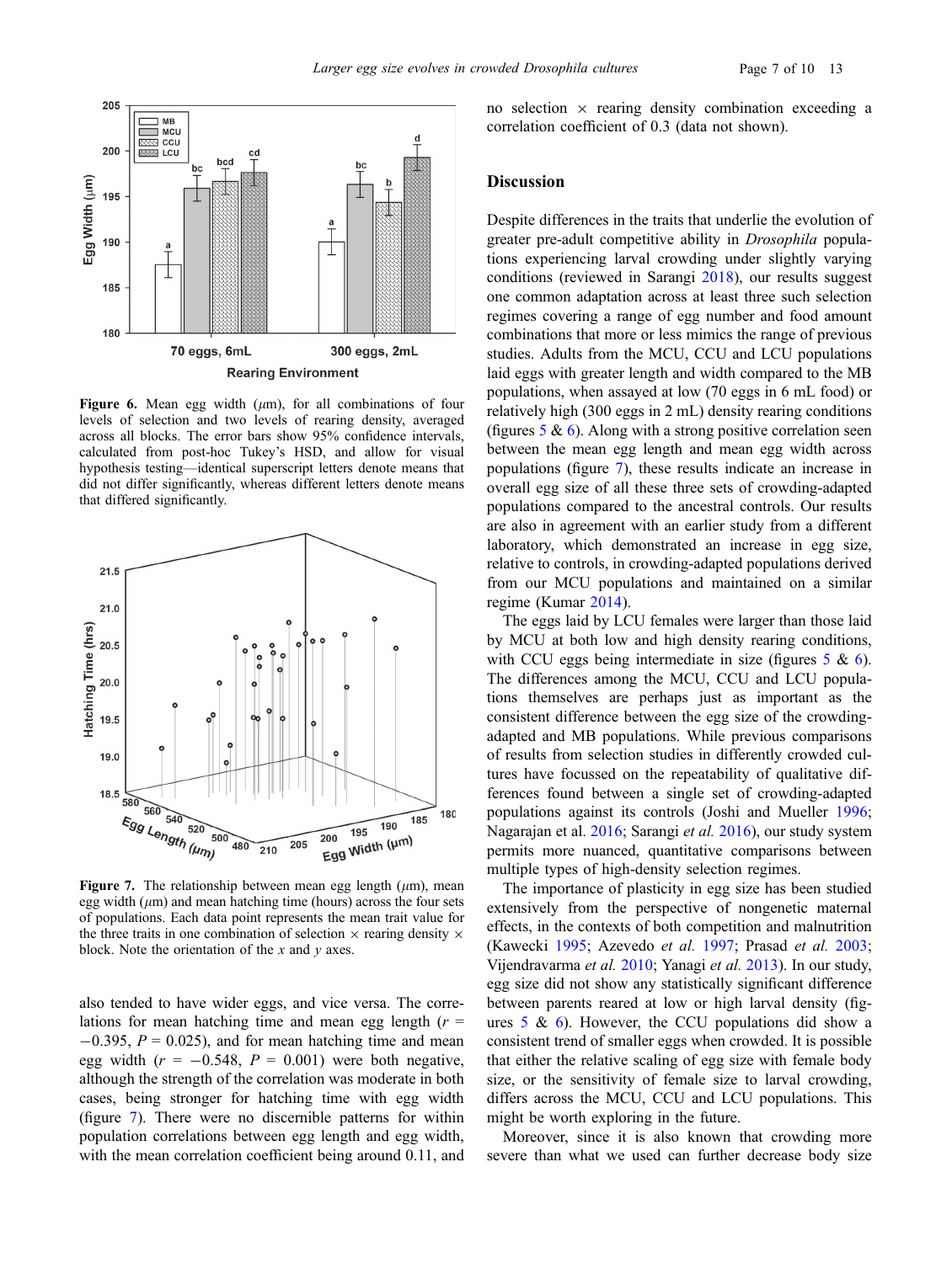Figure 6. Mean egg width ($\mu$m), for all combinations of four levels of selection and two levels of rearing density, averaged across all blocks. The error bars show 95% confidence intervals, calculated from post-hoc Tukey's HSD, and allow for visual hypothesis testing—identical superscript letters denote means that did not differ significantly, whereas different letters denote means that differed significantly.

Figure 7. The relationship between mean egg length ($\mu$m), mean egg width ($\mu$m) and mean hatching time (hours) across the four sets of populations. Each data point represents the mean trait value for the three traits in one combination of selection × rearing density × block. Note the orientation of the $x$ and $y$ axes.

also tended to have wider eggs, and vice versa. The correlations for mean hatching time and mean egg length ($r = -0.395$, $P = 0.025$), and for mean hatching time and mean egg width ($r = -0.548$, $P = 0.001$) were both negative, although the strength of the correlation was moderate in both cases, being stronger for hatching time with egg width (figure 7). There were no discernible patterns for within population correlations between egg length and egg width, with the mean correlation coefficient being around 0.11, and no selection × rearing density combination exceeding a correlation coefficient of 0.3 (data not shown).

## Discussion

Despite differences in the traits that underlie the evolution of greater pre-adult competitive ability in *Drosophila* populations experiencing larval crowding under slightly varying conditions (reviewed in Sarangi 2018), our results suggest one common adaptation across at least three such selection regimes covering a range of egg number and food amount combinations that more or less mimics the range of previous studies. Adults from the MCU, CCU and LCU populations laid eggs with greater length and width compared to the MB populations, when assayed at low (70 eggs in 6 mL food) or relatively high (300 eggs in 2 mL) density rearing conditions (figures 5 & 6). Along with a strong positive correlation seen between the mean egg length and mean egg width across populations (figure 7), these results indicate an increase in overall egg size of all these three sets of crowding-adapted populations compared to the ancestral controls. Our results are also in agreement with an earlier study from a different laboratory, which demonstrated an increase in egg size, relative to controls, in crowding-adapted populations derived from our MCU populations and maintained on a similar regime (Kumar 2014).

The eggs laid by LCU females were larger than those laid by MCU at both low and high density rearing conditions, with CCU eggs being intermediate in size (figures 5 & 6). The differences among the MCU, CCU and LCU populations themselves are perhaps just as important as the consistent difference between the egg size of the crowding-adapted and MB populations. While previous comparisons of results from selection studies in differently crowded cultures have focussed on the repeatability of qualitative differences found between a single set of crowding-adapted populations against its controls (Joshi and Mueller 1996; Nagarajan et al. 2016; Sarangi *et al.* 2016), our study system permits more nuanced, quantitative comparisons between multiple types of high-density selection regimes.

The importance of plasticity in egg size has been studied extensively from the perspective of nongenetic maternal effects, in the contexts of both competition and malnutrition (Kawecki 1995; Azevedo *et al.* 1997; Prasad *et al.* 2003; Vijendravarma *et al.* 2010; Yanagi *et al.* 2013). In our study, egg size did not show any statistically significant difference between parents reared at low or high larval density (figures 5 & 6). However, the CCU populations did show a consistent trend of smaller eggs when crowded. It is possible that either the relative scaling of egg size with female body size, or the sensitivity of female size to larval crowding, differs across the MCU, CCU and LCU populations. This might be worth exploring in the future.

Moreover, since it is also known that crowding more severe than what we used can further decrease body size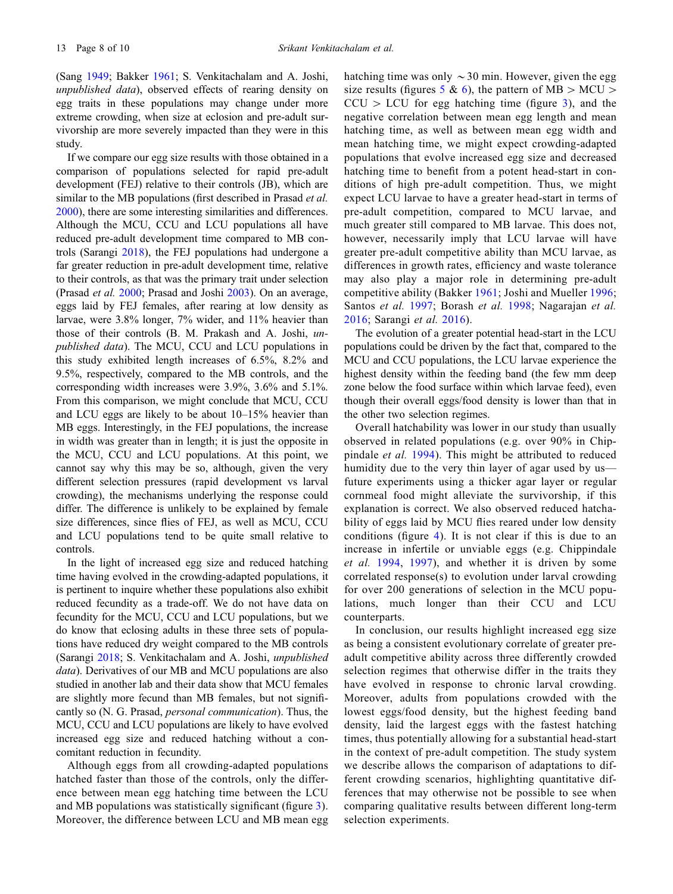(Sang 1949; Bakker 1961; S. Venkitachalam and A. Joshi, *unpublished data*), observed effects of rearing density on egg traits in these populations may change under more extreme crowding, when size at eclosion and pre-adult survivorship are more severely impacted than they were in this study.

If we compare our egg size results with those obtained in a comparison of populations selected for rapid pre-adult development (FEJ) relative to their controls (JB), which are similar to the MB populations (first described in Prasad *et al.* 2000), there are some interesting similarities and differences. Although the MCU, CCU and LCU populations all have reduced pre-adult development time compared to MB controls (Sarangi 2018), the FEJ populations had undergone a far greater reduction in pre-adult development time, relative to their controls, as that was the primary trait under selection (Prasad *et al.* 2000; Prasad and Joshi 2003). On an average, eggs laid by FEJ females, after rearing at low density as larvae, were 3.8% longer, 7% wider, and 11% heavier than those of their controls (B. M. Prakash and A. Joshi, *unpublished data*). The MCU, CCU and LCU populations in this study exhibited length increases of 6.5%, 8.2% and 9.5%, respectively, compared to the MB controls, and the corresponding width increases were 3.9%, 3.6% and 5.1%. From this comparison, we might conclude that MCU, CCU and LCU eggs are likely to be about 10–15% heavier than MB eggs. Interestingly, in the FEJ populations, the increase in width was greater than in length; it is just the opposite in the MCU, CCU and LCU populations. At this point, we cannot say why this may be so, although, given the very different selection pressures (rapid development vs larval crowding), the mechanisms underlying the response could differ. The difference is unlikely to be explained by female size differences, since flies of FEJ, as well as MCU, CCU and LCU populations tend to be quite small relative to controls.

In the light of increased egg size and reduced hatching time having evolved in the crowding-adapted populations, it is pertinent to inquire whether these populations also exhibit reduced fecundity as a trade-off. We do not have data on fecundity for the MCU, CCU and LCU populations, but we do know that eclosing adults in these three sets of populations have reduced dry weight compared to the MB controls (Sarangi 2018; S. Venkitachalam and A. Joshi, *unpublished data*). Derivatives of our MB and MCU populations are also studied in another lab and their data show that MCU females are slightly more fecund than MB females, but not significantly so (N. G. Prasad, *personal communication*). Thus, the MCU, CCU and LCU populations are likely to have evolved increased egg size and reduced hatching without a concomitant reduction in fecundity.

Although eggs from all crowding-adapted populations hatched faster than those of the controls, only the difference between mean egg hatching time between the LCU and MB populations was statistically significant (figure 3). Moreover, the difference between LCU and MB mean egg hatching time was only ~30 min. However, given the egg size results (figures 5 & 6), the pattern of MB > MCU > CCU > LCU for egg hatching time (figure 3), and the negative correlation between mean egg length and mean hatching time, as well as between mean egg width and mean hatching time, we might expect crowding-adapted populations that evolve increased egg size and decreased hatching time to benefit from a potent head-start in conditions of high pre-adult competition. Thus, we might expect LCU larvae to have a greater head-start in terms of pre-adult competition, compared to MCU larvae, and much greater still compared to MB larvae. This does not, however, necessarily imply that LCU larvae will have greater pre-adult competitive ability than MCU larvae, as differences in growth rates, efficiency and waste tolerance may also play a major role in determining pre-adult competitive ability (Bakker 1961; Joshi and Mueller 1996; Santos *et al.* 1997; Borash *et al.* 1998; Nagarajan *et al.* 2016; Sarangi *et al.* 2016).

The evolution of a greater potential head-start in the LCU populations could be driven by the fact that, compared to the MCU and CCU populations, the LCU larvae experience the highest density within the feeding band (the few mm deep zone below the food surface within which larvae feed), even though their overall eggs/food density is lower than that in the other two selection regimes.

Overall hatchability was lower in our study than usually observed in related populations (e.g. over 90% in Chippindale *et al.* 1994). This might be attributed to reduced humidity due to the very thin layer of agar used by us—future experiments using a thicker agar layer or regular cornmeal food might alleviate the survivorship, if this explanation is correct. We also observed reduced hatchability of eggs laid by MCU flies reared under low density conditions (figure 4). It is not clear if this is due to an increase in infertile or unviable eggs (e.g. Chippindale *et al.* 1994, 1997), and whether it is driven by some correlated response(s) to evolution under larval crowding for over 200 generations of selection in the MCU populations, much longer than their CCU and LCU counterparts.

In conclusion, our results highlight increased egg size as being a consistent evolutionary correlate of greater pre-adult competitive ability across three differently crowded selection regimes that otherwise differ in the traits they have evolved in response to chronic larval crowding. Moreover, adults from populations crowded with the lowest eggs/food density, but the highest feeding band density, laid the largest eggs with the fastest hatching times, thus potentially allowing for a substantial head-start in the context of pre-adult competition. The study system we describe allows the comparison of adaptations to different crowding scenarios, highlighting quantitative differences that may otherwise not be possible to see when comparing qualitative results between different long-term selection experiments.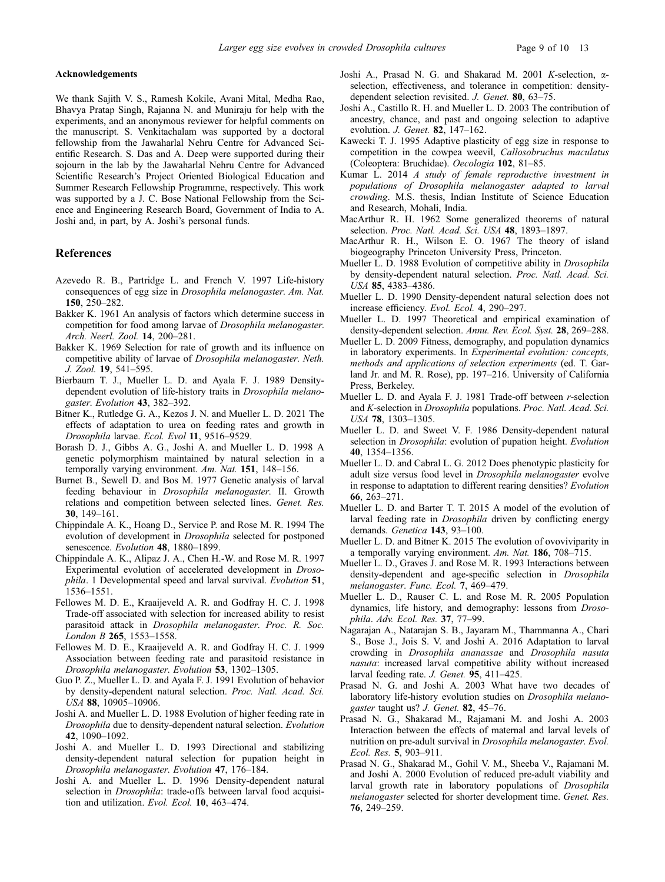#### Acknowledgements

We thank Sajith V. S., Ramesh Kokile, Avani Mital, Medha Rao, Bhavya Pratap Singh, Rajanna N. and Muniraju for help with the experiments, and an anonymous reviewer for helpful comments on the manuscript. S. Venkitachalam was supported by a doctoral fellowship from the Jawaharlal Nehru Centre for Advanced Scientific Research. S. Das and A. Deep were supported during their sojourn in the lab by the Jawaharlal Nehru Centre for Advanced Scientific Research's Project Oriented Biological Education and Summer Research Fellowship Programme, respectively. This work was supported by a J. C. Bose National Fellowship from the Science and Engineering Research Board, Government of India to A. Joshi and, in part, by A. Joshi's personal funds.

## References

Azevedo R. B., Partridge L. and French V. 1997 Life-history consequences of egg size in *Drosophila melanogaster*. *Am. Nat.* **150**, 250–282.

Bakker K. 1961 An analysis of factors which determine success in competition for food among larvae of *Drosophila melanogaster*. *Arch. Neerl. Zool.* **14**, 200–281.

Bakker K. 1969 Selection for rate of growth and its influence on competitive ability of larvae of *Drosophila melanogaster*. *Neth. J. Zool.* **19**, 541–595.

Bierbaum T. J., Mueller L. D. and Ayala F. J. 1989 Density-dependent evolution of life-history traits in *Drosophila melanogaster*. *Evolution* **43**, 382–392.

Bitner K., Rutledge G. A., Kezos J. N. and Mueller L. D. 2021 The effects of adaptation to urea on feeding rates and growth in *Drosophila* larvae. *Ecol. Evol* **11**, 9516–9529.

Borash D. J., Gibbs A. G., Joshi A. and Mueller L. D. 1998 A genetic polymorphism maintained by natural selection in a temporally varying environment. *Am. Nat.* **151**, 148–156.

Burnet B., Sewell D. and Bos M. 1977 Genetic analysis of larval feeding behaviour in *Drosophila melanogaster*. II. Growth relations and competition between selected lines. *Genet. Res.* **30**, 149–161.

Chippindale A. K., Hoang D., Service P. and Rose M. R. 1994 The evolution of development in *Drosophila* selected for postponed senescence. *Evolution* **48**, 1880–1899.

Chippindale A. K., Alipaz J. A., Chen H.-W. and Rose M. R. 1997 Experimental evolution of accelerated development in *Drosophila*. 1 Developmental speed and larval survival. *Evolution* **51**, 1536–1551.

Fellowes M. D. E., Kraaijeveld A. R. and Godfray H. C. J. 1998 Trade-off associated with selection for increased ability to resist parasitoid attack in *Drosophila melanogaster*. *Proc. R. Soc. London B* **265**, 1553–1558.

Fellowes M. D. E., Kraaijeveld A. R. and Godfray H. C. J. 1999 Association between feeding rate and parasitoid resistance in *Drosophila melanogaster*. *Evolution* **53**, 1302–1305.

Guo P. Z., Mueller L. D. and Ayala F. J. 1991 Evolution of behavior by density-dependent natural selection. *Proc. Natl. Acad. Sci. USA* **88**, 10905–10906.

Joshi A. and Mueller L. D. 1988 Evolution of higher feeding rate in *Drosophila* due to density-dependent natural selection. *Evolution* **42**, 1090–1092.

Joshi A. and Mueller L. D. 1993 Directional and stabilizing density-dependent natural selection for pupation height in *Drosophila melanogaster*. *Evolution* **47**, 176–184.

Joshi A. and Mueller L. D. 1996 Density-dependent natural selection in *Drosophila*: trade-offs between larval food acquisition and utilization. *Evol. Ecol.* **10**, 463–474.

Joshi A., Prasad N. G. and Shakarad M. 2001 *K*-selection, α-selection, effectiveness, and tolerance in competition: density-dependent selection revisited. *J. Genet.* **80**, 63–75.

Joshi A., Castillo R. H. and Mueller L. D. 2003 The contribution of ancestry, chance, and past and ongoing selection to adaptive evolution. *J. Genet.* **82**, 147–162.

Kawecki T. J. 1995 Adaptive plasticity of egg size in response to competition in the cowpea weevil, *Callosobruchus maculatus* (Coleoptera: Bruchidae). *Oecologia* **102**, 81–85.

Kumar L. 2014 *A study of female reproductive investment in populations of Drosophila melanogaster adapted to larval crowding*. M.S. thesis, Indian Institute of Science Education and Research, Mohali, India.

MacArthur R. H. 1962 Some generalized theorems of natural selection. *Proc. Natl. Acad. Sci. USA* **48**, 1893–1897.

MacArthur R. H., Wilson E. O. 1967 The theory of island biogeography Princeton University Press, Princeton.

Mueller L. D. 1988 Evolution of competitive ability in *Drosophila* by density-dependent natural selection. *Proc. Natl. Acad. Sci. USA* **85**, 4383–4386.

Mueller L. D. 1990 Density-dependent natural selection does not increase efficiency. *Evol. Ecol.* **4**, 290–297.

Mueller L. D. 1997 Theoretical and empirical examination of density-dependent selection. *Annu. Rev. Ecol. Syst.* **28**, 269–288.

Mueller L. D. 2009 Fitness, demography, and population dynamics in laboratory experiments. In *Experimental evolution: concepts, methods and applications of selection experiments* (ed. T. Garland Jr. and M. R. Rose), pp. 197–216. University of California Press, Berkeley.

Mueller L. D. and Ayala F. J. 1981 Trade-off between *r*-selection and *K*-selection in *Drosophila* populations. *Proc. Natl. Acad. Sci. USA* **78**, 1303–1305.

Mueller L. D. and Sweet V. F. 1986 Density-dependent natural selection in *Drosophila*: evolution of pupation height. *Evolution* **40**, 1354–1356.

Mueller L. D. and Cabral L. G. 2012 Does phenotypic plasticity for adult size versus food level in *Drosophila melanogaster* evolve in response to adaptation to different rearing densities? *Evolution* **66**, 263–271.

Mueller L. D. and Barter T. T. 2015 A model of the evolution of larval feeding rate in *Drosophila* driven by conflicting energy demands. *Genetica* **143**, 93–100.

Mueller L. D. and Bitner K. 2015 The evolution of ovoviviparity in a temporally varying environment. *Am. Nat.* **186**, 708–715.

Mueller L. D., Graves J. and Rose M. R. 1993 Interactions between density-dependent and age-specific selection in *Drosophila melanogaster*. *Func. Ecol.* **7**, 469–479.

Mueller L. D., Rauser C. L. and Rose M. R. 2005 Population dynamics, life history, and demography: lessons from *Drosophila*. *Adv. Ecol. Res.* **37**, 77–99.

Nagarajan A., Natarajan S. B., Jayaram M., Thammanna A., Chari S., Bose J., Jois S. V. and Joshi A. 2016 Adaptation to larval crowding in *Drosophila ananassae* and *Drosophila nasuta nasuta*: increased larval competitive ability without increased larval feeding rate. *J. Genet.* **95**, 411–425.

Prasad N. G. and Joshi A. 2003 What have two decades of laboratory life-history evolution studies on *Drosophila melanogaster* taught us? *J. Genet.* **82**, 45–76.

Prasad N. G., Shakarad M., Rajamani M. and Joshi A. 2003 Interaction between the effects of maternal and larval levels of nutrition on pre-adult survival in *Drosophila melanogaster*. *Evol. Ecol. Res.* **5**, 903–911.

Prasad N. G., Shakarad M., Gohil V. M., Sheeba V., Rajamani M. and Joshi A. 2000 Evolution of reduced pre-adult viability and larval growth rate in laboratory populations of *Drosophila melanogaster* selected for shorter development time. *Genet. Res.* **76**, 249–259.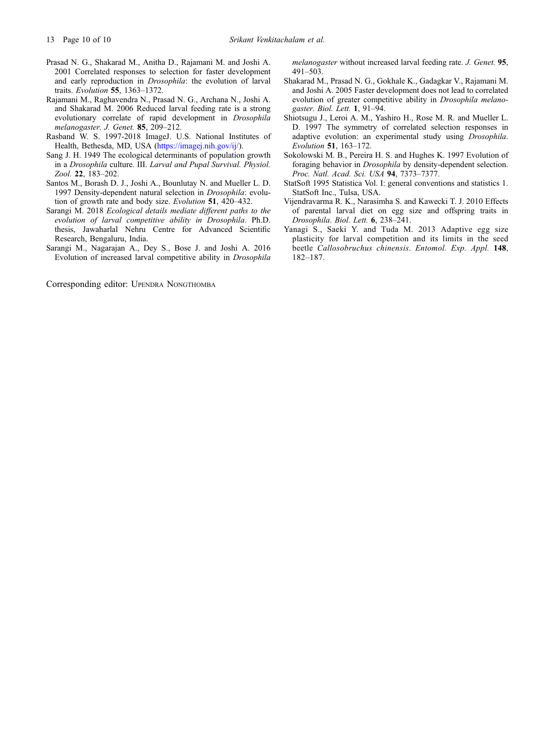Prasad N. G., Shakarad M., Anitha D., Rajamani M. and Joshi A. 2001 Correlated responses to selection for faster development and early reproduction in *Drosophila*: the evolution of larval traits. *Evolution* **55**, 1363–1372.

Rajamani M., Raghavendra N., Prasad N. G., Archana N., Joshi A. and Shakarad M. 2006 Reduced larval feeding rate is a strong evolutionary correlate of rapid development in *Drosophila melanogaster*. *J. Genet.* **85**, 209–212.

Rasband W. S. 1997-2018 ImageJ. U.S. National Institutes of Health, Bethesda, MD, USA (https://imagej.nih.gov/ij/).

Sang J. H. 1949 The ecological determinants of population growth in a *Drosophila* culture. III. *Larval and Pupal Survival. Physiol. Zool.* **22**, 183–202.

Santos M., Borash D. J., Joshi A., Bounlutay N. and Mueller L. D. 1997 Density-dependent natural selection in *Drosophila*: evolution of growth rate and body size. *Evolution* **51**, 420–432.

Sarangi M. 2018 *Ecological details mediate different paths to the evolution of larval competitive ability in Drosophila*. Ph.D. thesis, Jawaharlal Nehru Centre for Advanced Scientific Research, Bengaluru, India.

Sarangi M., Nagarajan A., Dey S., Bose J. and Joshi A. 2016 Evolution of increased larval competitive ability in *Drosophila melanogaster* without increased larval feeding rate. *J. Genet.* **95**, 491–503.

Shakarad M., Prasad N. G., Gokhale K., Gadagkar V., Rajamani M. and Joshi A. 2005 Faster development does not lead to correlated evolution of greater competitive ability in *Drosophila melanogaster*. *Biol. Lett.* **1**, 91–94.

Shiotsugu J., Leroi A. M., Yashiro H., Rose M. R. and Mueller L. D. 1997 The symmetry of correlated selection responses in adaptive evolution: an experimental study using *Drosophila*. *Evolution* **51**, 163–172.

Sokolowski M. B., Pereira H. S. and Hughes K. 1997 Evolution of foraging behavior in *Drosophila* by density-dependent selection. *Proc. Natl. Acad. Sci. USA* **94**, 7373–7377.

StatSoft 1995 Statistica Vol. I: general conventions and statistics 1. StatSoft Inc., Tulsa, USA.

Vijendravarma R. K., Narasimha S. and Kawecki T. J. 2010 Effects of parental larval diet on egg size and offspring traits in *Drosophila*. *Biol. Lett.* **6**, 238–241.

Yanagi S., Saeki Y. and Tuda M. 2013 Adaptive egg size plasticity for larval competition and its limits in the seed beetle *Callosobruchus chinensis*. *Entomol. Exp. Appl.* **148**, 182–187.

Corresponding editor: Upendra Nongthomba